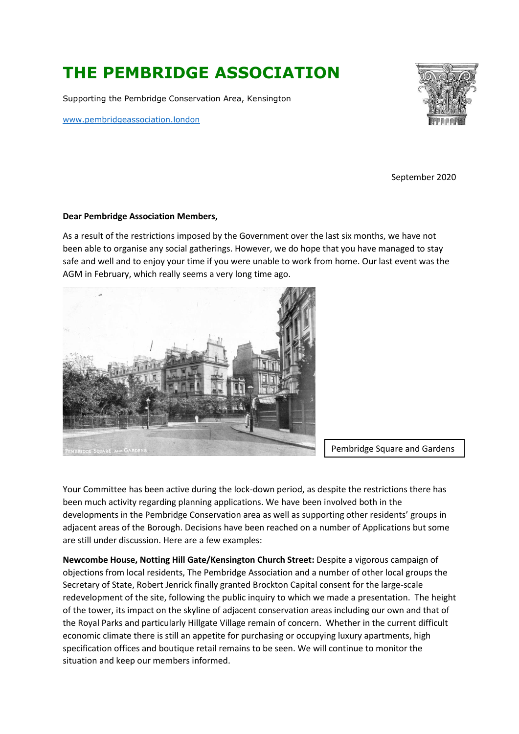# THE PEMBRIDGE ASSOCIATION

Supporting the Pembridge Conservation Area, Kensington

www.pembridgeassociation.london

September 2020

**Dear Pembridge Association Members,**

As a result of the restrictions imposed by the Government over the last six months, we have not been able to organise any social gatherings. However, we do hope that you have managed to stay safe and well and to enjoy your time if you were unable to work from home. Our last event was the AGM in February, which really seems a very long time ago.

Pembridge Square and Gardens

Your Committee has been active during the lock-down period, as despite the restrictions there has been much activity regarding planning applications. We have been involved both in the developments in the Pembridge Conservation area as well as supporting other residents' groups in adjacent areas of the Borough. Decisions have been reached on a number of Applications but some are still under discussion. Here are a few examples:

**Newcombe House, Notting Hill Gate/Kensington Church Street:** Despite a vigorous campaign of objections from local residents, The Pembridge Association and a number of other local groups the Secretary of State, Robert Jenrick finally granted Brockton Capital consent for the large-scale redevelopment of the site, following the public inquiry to which we made a presentation. The height of the tower, its impact on the skyline of adjacent conservation areas including our own and that of the Royal Parks and particularly Hillgate Village remain of concern. Whether in the current difficult economic climate there is still an appetite for purchasing or occupying luxury apartments, high specification offices and boutique retail remains to be seen. We will continue to monitor the situation and keep our members informed.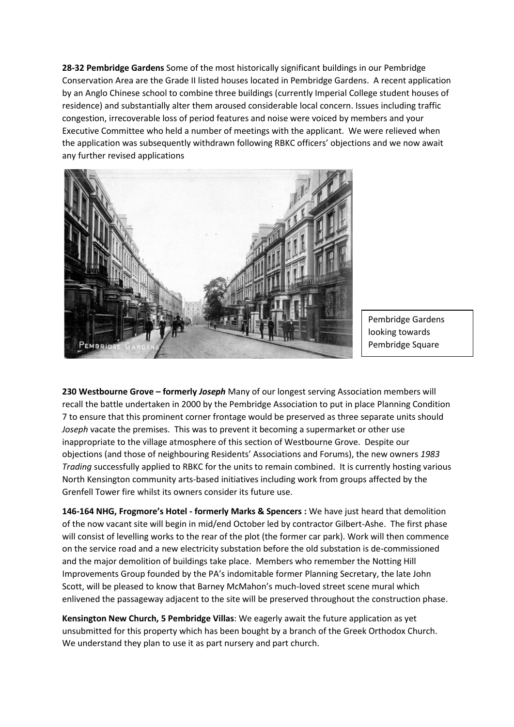**28-32 Pembridge Gardens** Some of the most historically significant buildings in our Pembridge Conservation Area are the Grade II listed houses located in Pembridge Gardens. A recent application by an Anglo Chinese school to combine three buildings (currently Imperial College student houses of residence) and substantially alter them aroused considerable local concern. Issues including traffic congestion, irrecoverable loss of period features and noise were voiced by members and your Executive Committee who held a number of meetings with the applicant. We were relieved when the application was subsequently withdrawn following RBKC officers' objections and we now await any further revised applications

Pembridge Gardens looking towards Pembridge Square

**230 Westbourne Grove – formerly *Joseph*** Many of our longest serving Association members will recall the battle undertaken in 2000 by the Pembridge Association to put in place Planning Condition 7 to ensure that this prominent corner frontage would be preserved as three separate units should *Joseph* vacate the premises. This was to prevent it becoming a supermarket or other use inappropriate to the village atmosphere of this section of Westbourne Grove. Despite our objections (and those of neighbouring Residents' Associations and Forums), the new owners *1983 Trading* successfully applied to RBKC for the units to remain combined. It is currently hosting various North Kensington community arts-based initiatives including work from groups affected by the Grenfell Tower fire whilst its owners consider its future use.

**146-164 NHG, Frogmore's Hotel - formerly Marks & Spencers :** We have just heard that demolition of the now vacant site will begin in mid/end October led by contractor Gilbert-Ashe. The first phase will consist of levelling works to the rear of the plot (the former car park). Work will then commence on the service road and a new electricity substation before the old substation is de-commissioned and the major demolition of buildings take place. Members who remember the Notting Hill Improvements Group founded by the PA's indomitable former Planning Secretary, the late John Scott, will be pleased to know that Barney McMahon's much-loved street scene mural which enlivened the passageway adjacent to the site will be preserved throughout the construction phase.

**Kensington New Church, 5 Pembridge Villas**: We eagerly await the future application as yet unsubmitted for this property which has been bought by a branch of the Greek Orthodox Church. We understand they plan to use it as part nursery and part church.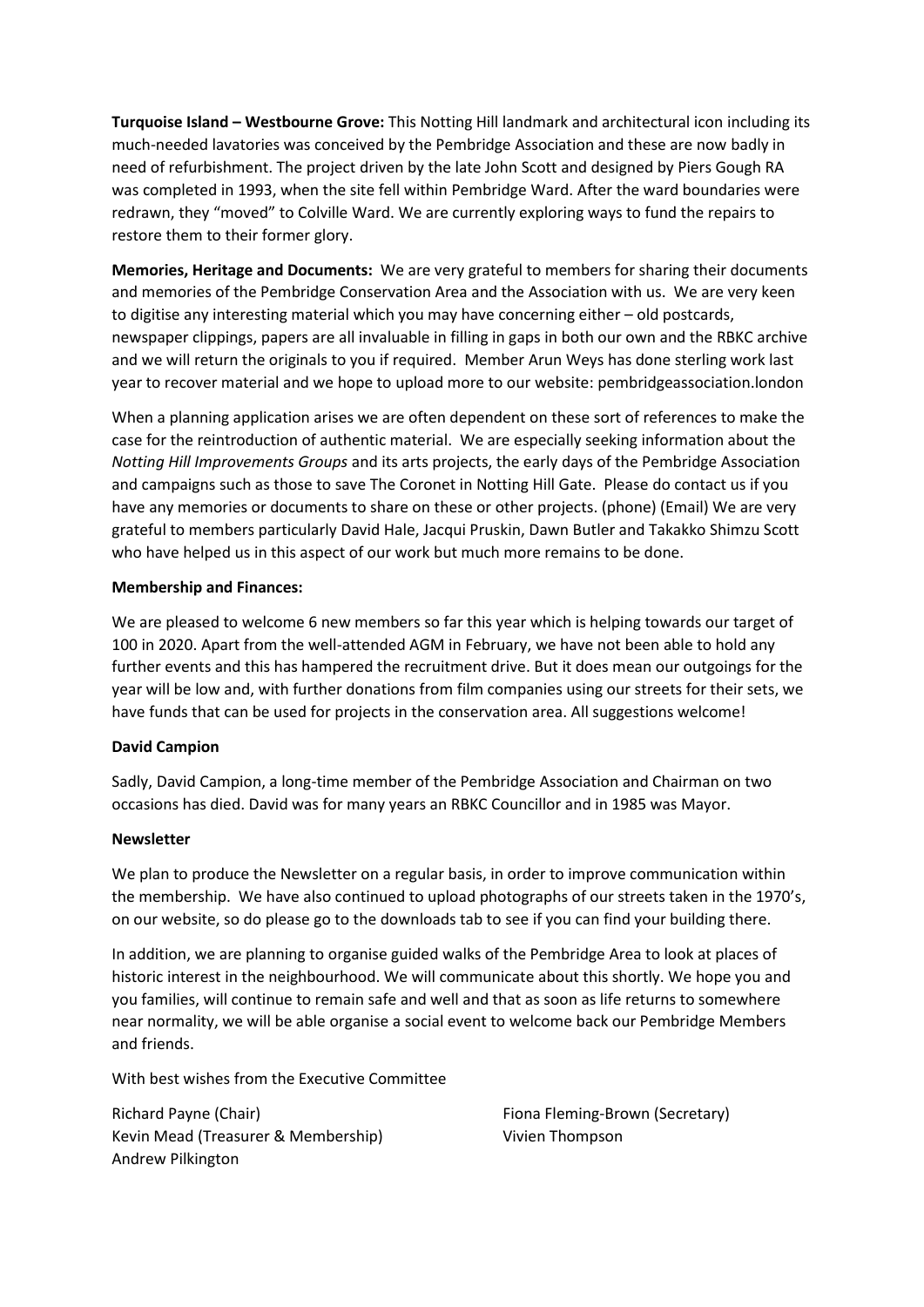**Turquoise Island – Westbourne Grove:** This Notting Hill landmark and architectural icon including its much-needed lavatories was conceived by the Pembridge Association and these are now badly in need of refurbishment. The project driven by the late John Scott and designed by Piers Gough RA was completed in 1993, when the site fell within Pembridge Ward. After the ward boundaries were redrawn, they "moved" to Colville Ward. We are currently exploring ways to fund the repairs to restore them to their former glory.

**Memories, Heritage and Documents:** We are very grateful to members for sharing their documents and memories of the Pembridge Conservation Area and the Association with us. We are very keen to digitise any interesting material which you may have concerning either – old postcards, newspaper clippings, papers are all invaluable in filling in gaps in both our own and the RBKC archive and we will return the originals to you if required. Member Arun Weys has done sterling work last year to recover material and we hope to upload more to our website: pembridgeassociation.london

When a planning application arises we are often dependent on these sort of references to make the case for the reintroduction of authentic material. We are especially seeking information about the *Notting Hill Improvements Groups* and its arts projects, the early days of the Pembridge Association and campaigns such as those to save The Coronet in Notting Hill Gate. Please do contact us if you have any memories or documents to share on these or other projects. (phone) (Email) We are very grateful to members particularly David Hale, Jacqui Pruskin, Dawn Butler and Takakko Shimzu Scott who have helped us in this aspect of our work but much more remains to be done.

**Membership and Finances:**

We are pleased to welcome 6 new members so far this year which is helping towards our target of 100 in 2020. Apart from the well-attended AGM in February, we have not been able to hold any further events and this has hampered the recruitment drive. But it does mean our outgoings for the year will be low and, with further donations from film companies using our streets for their sets, we have funds that can be used for projects in the conservation area. All suggestions welcome!

**David Campion**

Sadly, David Campion, a long-time member of the Pembridge Association and Chairman on two occasions has died. David was for many years an RBKC Councillor and in 1985 was Mayor.

**Newsletter**

We plan to produce the Newsletter on a regular basis, in order to improve communication within the membership. We have also continued to upload photographs of our streets taken in the 1970's, on our website, so do please go to the downloads tab to see if you can find your building there.

In addition, we are planning to organise guided walks of the Pembridge Area to look at places of historic interest in the neighbourhood. We will communicate about this shortly. We hope you and you families, will continue to remain safe and well and that as soon as life returns to somewhere near normality, we will be able organise a social event to welcome back our Pembridge Members and friends.

With best wishes from the Executive Committee

Richard Payne (Chair)
Kevin Mead (Treasurer & Membership)
Andrew Pilkington
Fiona Fleming-Brown (Secretary)
Vivien Thompson